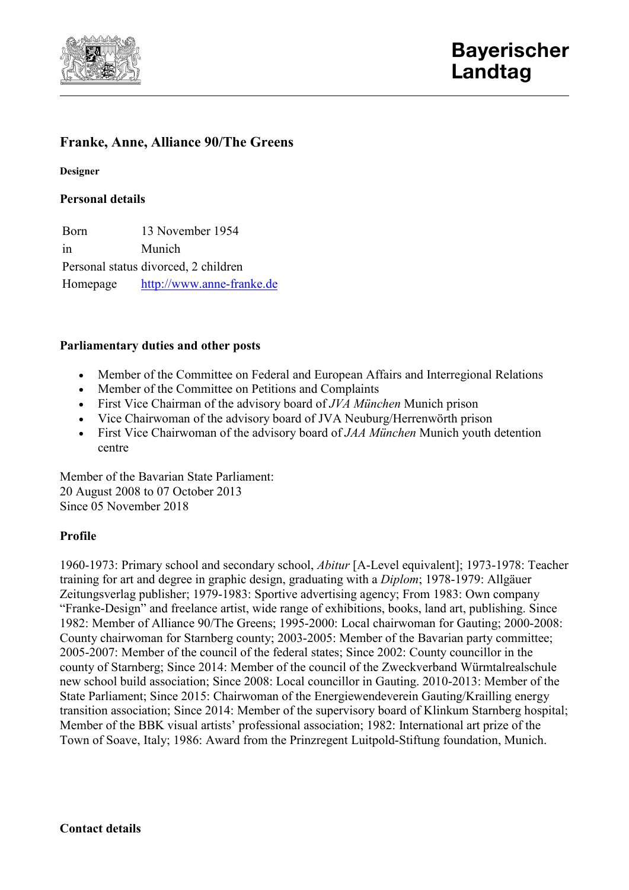Bayerischer Landtag

# Franke, Anne, Alliance 90/The Greens

**Designer**

## Personal details

| | |
|---|---|
| Born | 13 November 1954 |
| in | Munich |
| Personal status | divorced, 2 children |
| Homepage | [http://www.anne-franke.de](http://www.anne-franke.de) |

## Parliamentary duties and other posts

- Member of the Committee on Federal and European Affairs and Interregional Relations
- Member of the Committee on Petitions and Complaints
- First Vice Chairman of the advisory board of *JVA München* Munich prison
- Vice Chairwoman of the advisory board of JVA Neuburg/Herrenwörth prison
- First Vice Chairwoman of the advisory board of *JAA München* Munich youth detention centre

Member of the Bavarian State Parliament:
20 August 2008 to 07 October 2013
Since 05 November 2018

## Profile

1960-1973: Primary school and secondary school, *Abitur* [A-Level equivalent]; 1973-1978: Teacher training for art and degree in graphic design, graduating with a *Diplom*; 1978-1979: Allgäuer Zeitungsverlag publisher; 1979-1983: Sportive advertising agency; From 1983: Own company "Franke-Design" and freelance artist, wide range of exhibitions, books, land art, publishing. Since 1982: Member of Alliance 90/The Greens; 1995-2000: Local chairwoman for Gauting; 2000-2008: County chairwoman for Starnberg county; 2003-2005: Member of the Bavarian party committee; 2005-2007: Member of the council of the federal states; Since 2002: County councillor in the county of Starnberg; Since 2014: Member of the council of the Zweckverband Würmtalrealschule new school build association; Since 2008: Local councillor in Gauting. 2010-2013: Member of the State Parliament; Since 2015: Chairwoman of the Energiewendeverein Gauting/Krailling energy transition association; Since 2014: Member of the supervisory board of Klinkum Starnberg hospital; Member of the BBK visual artists' professional association; 1982: International art prize of the Town of Soave, Italy; 1986: Award from the Prinzregent Luitpold-Stiftung foundation, Munich.

## Contact details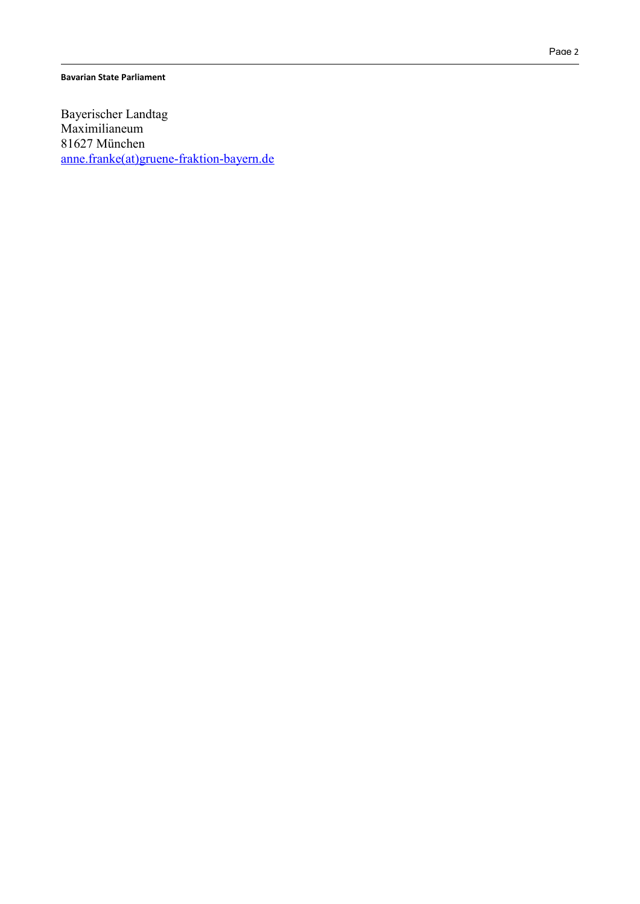Bayerischer Landtag
Maximilianeum
81627 München
anne.franke(at)gruene-fraktion-bayern.de